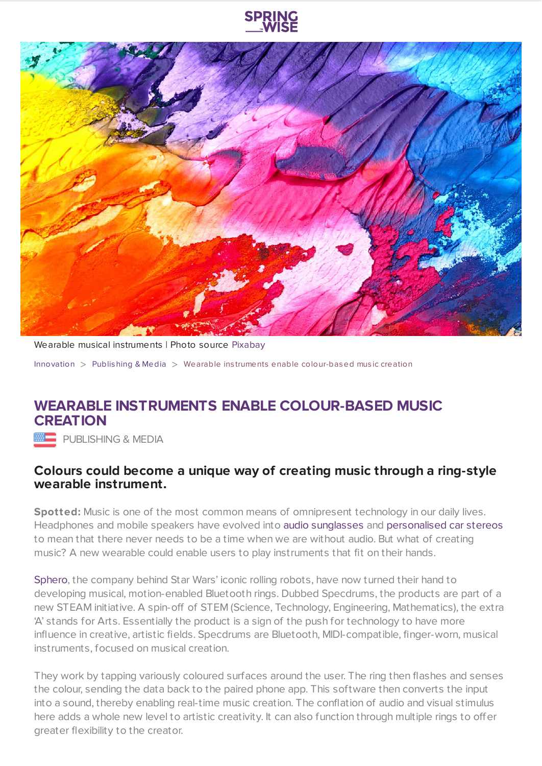Wearable musical instruments | Photo source Pixabay

Innovation > Publishing & Media > Wearable instruments enable colour-based music creation

# WEARABLE INSTRUMENTS ENABLE COLOUR-BASED MUSIC CREATION

PUBLISHING & MEDIA

### Colours could become a unique way of creating music through a ring-style wearable instrument.

**Spotted:** Music is one of the most common means of omnipresent technology in our daily lives. Headphones and mobile speakers have evolved into audio sunglasses and personalised car stereos to mean that there never needs to be a time when we are without audio. But what of creating music? A new wearable could enable users to play instruments that fit on their hands.

Sphero, the company behind Star Wars' iconic rolling robots, have now turned their hand to developing musical, motion-enabled Bluetooth rings. Dubbed Specdrums, the products are part of a new STEAM initiative. A spin-off of STEM (Science, Technology, Engineering, Mathematics), the extra 'A' stands for Arts. Essentially the product is a sign of the push for technology to have more influence in creative, artistic fields. Specdrums are Bluetooth, MIDI-compatible, finger-worn, musical instruments, focused on musical creation.

They work by tapping variously coloured surfaces around the user. The ring then flashes and senses the colour, sending the data back to the paired phone app. This software then converts the input into a sound, thereby enabling real-time music creation. The conflation of audio and visual stimulus here adds a whole new level to artistic creativity. It can also function through multiple rings to offer greater flexibility to the creator.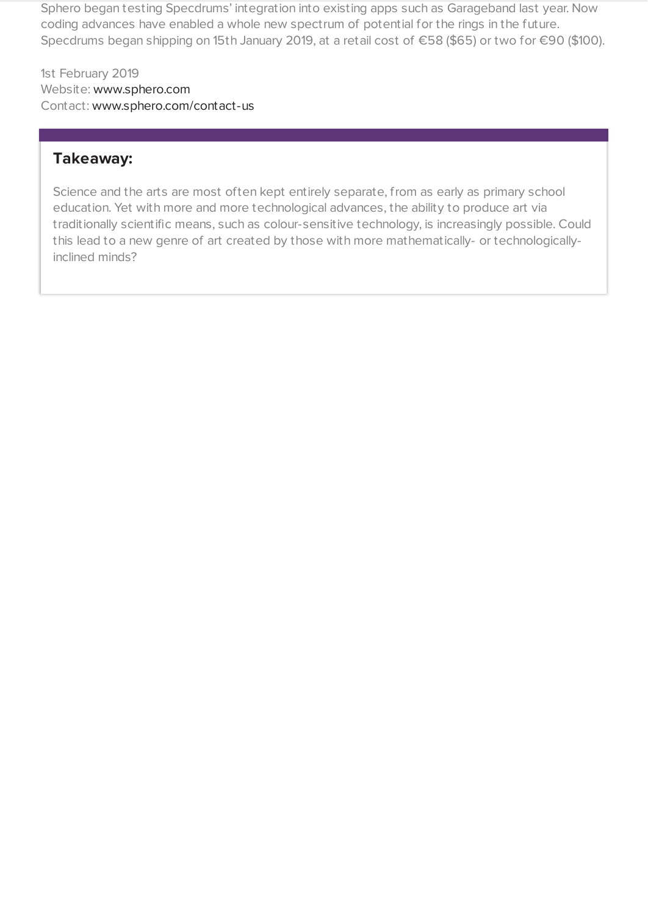Sphero began testing Specdrums' integration into existing apps such as Garageband last year. Now coding advances have enabled a whole new spectrum of potential for the rings in the future. Specdrums began shipping on 15th January 2019, at a retail cost of €58 ($65) or two for €90 ($100).

1st February 2019
Website: www.sphero.com
Contact: www.sphero.com/contact-us

**Takeaway:**

Science and the arts are most often kept entirely separate, from as early as primary school education. Yet with more and more technological advances, the ability to produce art via traditionally scientific means, such as colour-sensitive technology, is increasingly possible. Could this lead to a new genre of art created by those with more mathematically- or technologically-inclined minds?